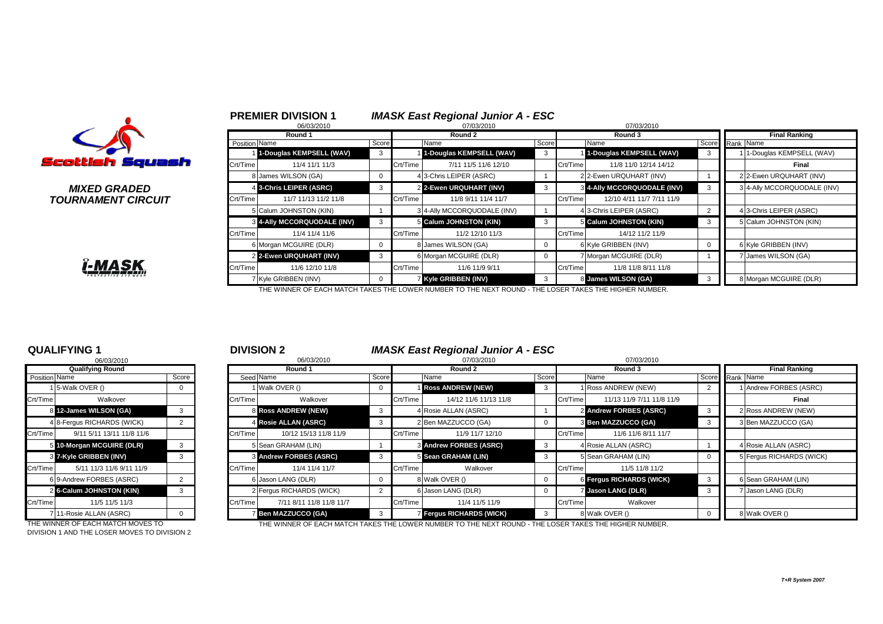Scottish Squash

*MIXED GRADED TOURNAMENT CIRCUIT*

i-MASK

## PREMIER DIVISION 1

### *IMASK East Regional Junior A - ESC*

| Round 1 (06/03/2010) | | | Round 2 (07/03/2010) | | | Round 3 (07/03/2010) | | | Final Ranking | |
|---|---|---|---|---|---|---|---|---|---|---|
| Position | Name | Score | | Name | Score | | Name | Score | Rank | Name |
| 1 | 1-Douglas KEMPSELL (WAV) | 3 | 1 | 1-Douglas KEMPSELL (WAV) | 3 | 1 | 1-Douglas KEMPSELL (WAV) | 3 | 1 | 1-Douglas KEMPSELL (WAV) |
| Crt/Time | 11/4 11/1 11/3 | | Crt/Time | 7/11 11/5 11/6 12/10 | | Crt/Time | 11/8 11/0 12/14 14/12 | | | Final |
| 8 | James WILSON (GA) | 0 | 4 | 3-Chris LEIPER (ASRC) | 1 | 2 | 2-Ewen URQUHART (INV) | 1 | 2 | 2-Ewen URQUHART (INV) |
| 4 | 3-Chris LEIPER (ASRC) | 3 | 2 | 2-Ewen URQUHART (INV) | 3 | 3 | 4-Ally MCCORQUODALE (INV) | 3 | 3 | 4-Ally MCCORQUODALE (INV) |
| Crt/Time | 11/7 11/13 11/2 11/8 | | Crt/Time | 11/8 9/11 11/4 11/7 | | Crt/Time | 12/10 4/11 11/7 7/11 11/9 | | | |
| 5 | Calum JOHNSTON (KIN) | 1 | 3 | 4-Ally MCCORQUODALE (INV) | 1 | 4 | 3-Chris LEIPER (ASRC) | 2 | 4 | 3-Chris LEIPER (ASRC) |
| 3 | 4-Ally MCCORQUODALE (INV) | 3 | 5 | Calum JOHNSTON (KIN) | 3 | 5 | Calum JOHNSTON (KIN) | 3 | 5 | Calum JOHNSTON (KIN) |
| Crt/Time | 11/4 11/4 11/6 | | Crt/Time | 11/2 12/10 11/3 | | Crt/Time | 14/12 11/2 11/9 | | | |
| 6 | Morgan MCGUIRE (DLR) | 0 | 8 | James WILSON (GA) | 0 | 6 | Kyle GRIBBEN (INV) | 0 | 6 | Kyle GRIBBEN (INV) |
| 2 | 2-Ewen URQUHART (INV) | 3 | 6 | Morgan MCGUIRE (DLR) | 0 | 7 | Morgan MCGUIRE (DLR) | 1 | 7 | James WILSON (GA) |
| Crt/Time | 11/6 12/10 11/8 | | Crt/Time | 11/6 11/9 9/11 | | Crt/Time | 11/8 11/8 8/11 11/8 | | | |
| 7 | Kyle GRIBBEN (INV) | 0 | 7 | Kyle GRIBBEN (INV) | 3 | 8 | James WILSON (GA) | 3 | 8 | Morgan MCGUIRE (DLR) |

THE WINNER OF EACH MATCH TAKES THE LOWER NUMBER TO THE NEXT ROUND - THE LOSER TAKES THE HIGHER NUMBER.

## QUALIFYING 1

| Qualifying Round (06/03/2010) | | |
|---|---|---|
| Position | Name | Score |
| 1 | 5-Walk OVER () | 0 |
| Crt/Time | Walkover | |
| 8 | 12-James WILSON (GA) | 3 |
| 4 | 8-Fergus RICHARDS (WICK) | 2 |
| Crt/Time | 9/11 5/11 13/11 11/8 11/6 | |
| 5 | 10-Morgan MCGUIRE (DLR) | 3 |
| 3 | 7-Kyle GRIBBEN (INV) | 3 |
| Crt/Time | 5/11 11/3 11/6 9/11 11/9 | |
| 6 | 9-Andrew FORBES (ASRC) | 2 |
| 2 | 6-Calum JOHNSTON (KIN) | 3 |
| Crt/Time | 11/5 11/5 11/3 | |
| 7 | 11-Rosie ALLAN (ASRC) | 0 |

THE WINNER OF EACH MATCH MOVES TO DIVISION 1 AND THE LOSER MOVES TO DIVISION 2

## DIVISION 2

### *IMASK East Regional Junior A - ESC*

| Round 1 (06/03/2010) | | | Round 2 (07/03/2010) | | | Round 3 (07/03/2010) | | | Final Ranking | |
|---|---|---|---|---|---|---|---|---|---|---|
| Seed | Name | Score | | Name | Score | | Name | Score | Rank | Name |
| 1 | Walk OVER () | 0 | 1 | Ross ANDREW (NEW) | 3 | 1 | Ross ANDREW (NEW) | 2 | 1 | Andrew FORBES (ASRC) |
| Crt/Time | Walkover | | Crt/Time | 14/12 11/6 11/13 11/8 | | Crt/Time | 11/13 11/9 7/11 11/8 11/9 | | | Final |
| 8 | Ross ANDREW (NEW) | 3 | 4 | Rosie ALLAN (ASRC) | 1 | 2 | Andrew FORBES (ASRC) | 3 | 2 | Ross ANDREW (NEW) |
| 4 | Rosie ALLAN (ASRC) | 3 | 2 | Ben MAZZUCCO (GA) | 0 | 3 | Ben MAZZUCCO (GA) | 3 | 3 | Ben MAZZUCCO (GA) |
| Crt/Time | 10/12 15/13 11/8 11/9 | | Crt/Time | 11/9 11/7 12/10 | | Crt/Time | 11/6 11/6 8/11 11/7 | | | |
| 5 | Sean GRAHAM (LIN) | 1 | 3 | Andrew FORBES (ASRC) | 3 | 4 | Rosie ALLAN (ASRC) | 1 | 4 | Rosie ALLAN (ASRC) |
| 3 | Andrew FORBES (ASRC) | 3 | 5 | Sean GRAHAM (LIN) | 3 | 5 | Sean GRAHAM (LIN) | 0 | 5 | Fergus RICHARDS (WICK) |
| Crt/Time | 11/4 11/4 11/7 | | Crt/Time | Walkover | | Crt/Time | 11/5 11/8 11/2 | | | |
| 6 | Jason LANG (DLR) | 0 | 8 | Walk OVER () | 0 | 6 | Fergus RICHARDS (WICK) | 3 | 6 | Sean GRAHAM (LIN) |
| 2 | Fergus RICHARDS (WICK) | 2 | 6 | Jason LANG (DLR) | 0 | 7 | Jason LANG (DLR) | 3 | 7 | Jason LANG (DLR) |
| Crt/Time | 7/11 8/11 11/8 11/8 11/7 | | Crt/Time | 11/4 11/5 11/9 | | Crt/Time | Walkover | | | |
| 7 | Ben MAZZUCCO (GA) | 3 | 7 | Fergus RICHARDS (WICK) | 3 | 8 | Walk OVER () | 0 | 8 | Walk OVER () |

THE WINNER OF EACH MATCH TAKES THE LOWER NUMBER TO THE NEXT ROUND - THE LOSER TAKES THE HIGHER NUMBER.

*T+R System 2007*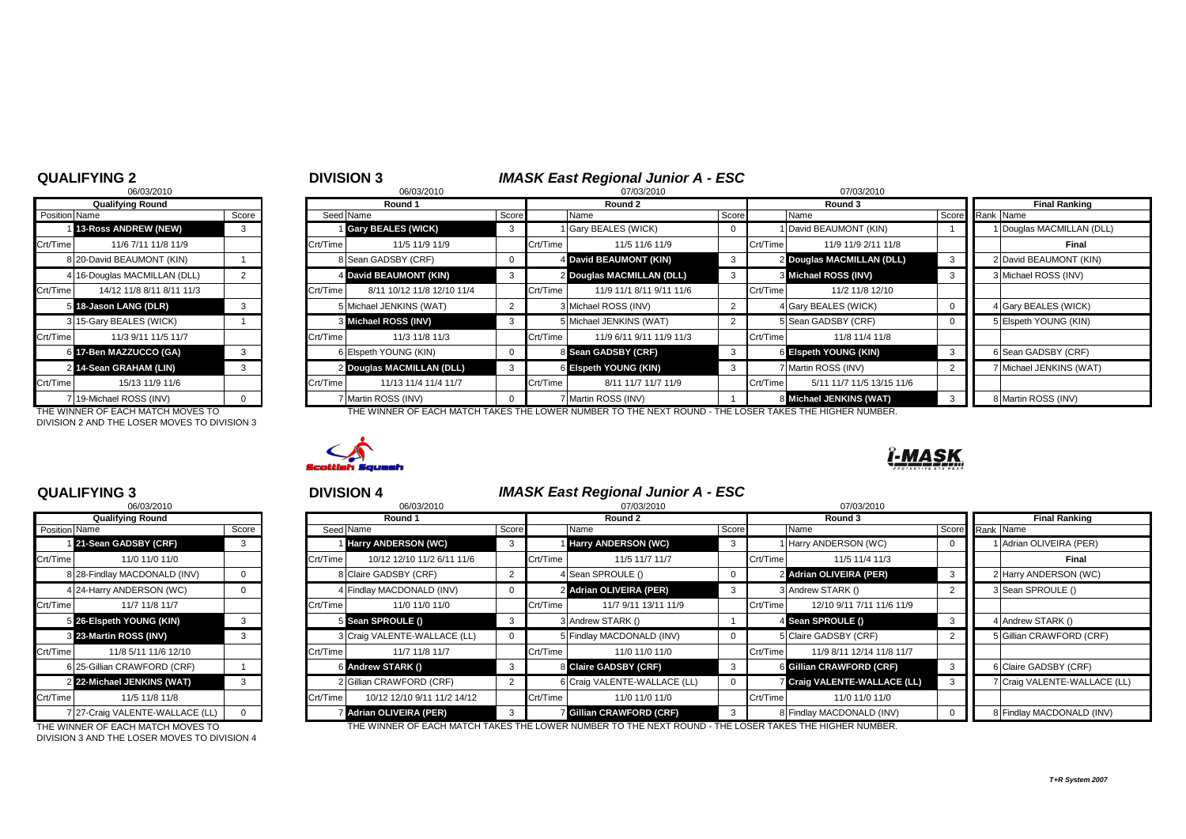## QUALIFYING 2

06/03/2010

| Qualifying Round | | |
|---|---|---|
| Position | Name | Score |
| 1 | **13-Ross ANDREW (NEW)** | 3 |
| Crt/Time | 11/6 7/11 11/8 11/9 | |
| 8 | 20-David BEAUMONT (KIN) | 1 |
| 4 | 16-Douglas MACMILLAN (DLL) | 2 |
| Crt/Time | 14/12 11/8 8/11 8/11 11/3 | |
| 5 | **18-Jason LANG (DLR)** | 3 |
| 3 | 15-Gary BEALES (WICK) | 1 |
| Crt/Time | 11/3 9/11 11/5 11/7 | |
| 6 | **17-Ben MAZZUCCO (GA)** | 3 |
| 2 | **14-Sean GRAHAM (LIN)** | 3 |
| Crt/Time | 15/13 11/9 11/6 | |
| 7 | 19-Michael ROSS (INV) | 0 |

THE WINNER OF EACH MATCH MOVES TO DIVISION 2 AND THE LOSER MOVES TO DIVISION 3

## DIVISION 3

### *IMASK East Regional Junior A - ESC*

| Round 1 (06/03/2010) | | | Round 2 (07/03/2010) | | | Round 3 (07/03/2010) | | | Final Ranking | |
|---|---|---|---|---|---|---|---|---|---|---|
| Seed | Name | Score | | Name | Score | | Name | Score | Rank | Name |
| 1 | **Gary BEALES (WICK)** | 3 | 1 | Gary BEALES (WICK) | 0 | 1 | David BEAUMONT (KIN) | 1 | 1 | Douglas MACMILLAN (DLL) |
| Crt/Time | 11/5 11/9 11/9 | | Crt/Time | 11/5 11/6 11/9 | | Crt/Time | 11/9 11/9 2/11 11/8 | | | **Final** |
| 8 | Sean GADSBY (CRF) | 0 | 4 | **David BEAUMONT (KIN)** | 3 | 2 | **Douglas MACMILLAN (DLL)** | 3 | 2 | David BEAUMONT (KIN) |
| 4 | **David BEAUMONT (KIN)** | 3 | 2 | **Douglas MACMILLAN (DLL)** | 3 | 3 | **Michael ROSS (INV)** | 3 | 3 | Michael ROSS (INV) |
| Crt/Time | 8/11 10/12 11/8 12/10 11/4 | | Crt/Time | 11/9 11/1 8/11 9/11 11/6 | | Crt/Time | 11/2 11/8 12/10 | | | |
| 5 | Michael JENKINS (WAT) | 2 | 3 | Michael ROSS (INV) | 2 | 4 | Gary BEALES (WICK) | 0 | 4 | Gary BEALES (WICK) |
| 3 | **Michael ROSS (INV)** | 3 | 5 | Michael JENKINS (WAT) | 2 | 5 | Sean GADSBY (CRF) | 0 | 5 | Elspeth YOUNG (KIN) |
| Crt/Time | 11/3 11/8 11/3 | | Crt/Time | 11/9 6/11 9/11 11/9 11/3 | | Crt/Time | 11/8 11/4 11/8 | | | |
| 6 | Elspeth YOUNG (KIN) | 0 | 8 | **Sean GADSBY (CRF)** | 3 | 6 | **Elspeth YOUNG (KIN)** | 3 | 6 | Sean GADSBY (CRF) |
| 2 | **Douglas MACMILLAN (DLL)** | 3 | 6 | **Elspeth YOUNG (KIN)** | 3 | 7 | Martin ROSS (INV) | 2 | 7 | Michael JENKINS (WAT) |
| Crt/Time | 11/13 11/4 11/4 11/7 | | Crt/Time | 8/11 11/7 11/7 11/9 | | Crt/Time | 5/11 11/7 11/5 13/15 11/6 | | | |
| 7 | Martin ROSS (INV) | 0 | 7 | Martin ROSS (INV) | 1 | 8 | **Michael JENKINS (WAT)** | 3 | 8 | Martin ROSS (INV) |

THE WINNER OF EACH MATCH TAKES THE LOWER NUMBER TO THE NEXT ROUND - THE LOSER TAKES THE HIGHER NUMBER.

## QUALIFYING 3

06/03/2010

| Qualifying Round | | |
|---|---|---|
| Position | Name | Score |
| 1 | **21-Sean GADSBY (CRF)** | 3 |
| Crt/Time | 11/0 11/0 11/0 | |
| 8 | 28-Findlay MACDONALD (INV) | 0 |
| 4 | 24-Harry ANDERSON (WC) | 0 |
| Crt/Time | 11/7 11/8 11/7 | |
| 5 | **26-Elspeth YOUNG (KIN)** | 3 |
| 3 | **23-Martin ROSS (INV)** | 3 |
| Crt/Time | 11/8 5/11 11/6 12/10 | |
| 6 | 25-Gillian CRAWFORD (CRF) | 1 |
| 2 | **22-Michael JENKINS (WAT)** | 3 |
| Crt/Time | 11/5 11/8 11/8 | |
| 7 | 27-Craig VALENTE-WALLACE (LL) | 0 |

THE WINNER OF EACH MATCH MOVES TO DIVISION 3 AND THE LOSER MOVES TO DIVISION 4

## DIVISION 4

### *IMASK East Regional Junior A - ESC*

| Round 1 (06/03/2010) | | | Round 2 (07/03/2010) | | | Round 3 (07/03/2010) | | | Final Ranking | |
|---|---|---|---|---|---|---|---|---|---|---|
| Seed | Name | Score | | Name | Score | | Name | Score | Rank | Name |
| 1 | **Harry ANDERSON (WC)** | 3 | 1 | **Harry ANDERSON (WC)** | 3 | 1 | Harry ANDERSON (WC) | 0 | 1 | Adrian OLIVEIRA (PER) |
| Crt/Time | 10/12 12/10 11/2 6/11 11/6 | | Crt/Time | 11/5 11/7 11/7 | | Crt/Time | 11/5 11/4 11/3 | | | **Final** |
| 8 | Claire GADSBY (CRF) | 2 | 4 | Sean SPROULE () | 0 | 2 | **Adrian OLIVEIRA (PER)** | 3 | 2 | Harry ANDERSON (WC) |
| 4 | Findlay MACDONALD (INV) | 0 | 2 | **Adrian OLIVEIRA (PER)** | 3 | 3 | Andrew STARK () | 2 | 3 | Sean SPROULE () |
| Crt/Time | 11/0 11/0 11/0 | | Crt/Time | 11/7 9/11 13/11 11/9 | | Crt/Time | 12/10 9/11 7/11 11/6 11/9 | | | |
| 5 | **Sean SPROULE ()** | 3 | 3 | Andrew STARK () | 1 | 4 | **Sean SPROULE ()** | 3 | 4 | Andrew STARK () |
| 3 | Craig VALENTE-WALLACE (LL) | 0 | 5 | Findlay MACDONALD (INV) | 0 | 5 | Claire GADSBY (CRF) | 2 | 5 | Gillian CRAWFORD (CRF) |
| Crt/Time | 11/7 11/8 11/7 | | Crt/Time | 11/0 11/0 11/0 | | Crt/Time | 11/9 8/11 12/14 11/8 11/7 | | | |
| 6 | **Andrew STARK ()** | 3 | 8 | **Claire GADSBY (CRF)** | 3 | 6 | **Gillian CRAWFORD (CRF)** | 3 | 6 | Claire GADSBY (CRF) |
| 2 | Gillian CRAWFORD (CRF) | 2 | 6 | Craig VALENTE-WALLACE (LL) | 0 | 7 | **Craig VALENTE-WALLACE (LL)** | 3 | 7 | Craig VALENTE-WALLACE (LL) |
| Crt/Time | 10/12 12/10 9/11 11/2 14/12 | | Crt/Time | 11/0 11/0 11/0 | | Crt/Time | 11/0 11/0 11/0 | | | |
| 7 | **Adrian OLIVEIRA (PER)** | 3 | 7 | **Gillian CRAWFORD (CRF)** | 3 | 8 | Findlay MACDONALD (INV) | 0 | 8 | Findlay MACDONALD (INV) |

THE WINNER OF EACH MATCH TAKES THE LOWER NUMBER TO THE NEXT ROUND - THE LOSER TAKES THE HIGHER NUMBER.

*T+R System 2007*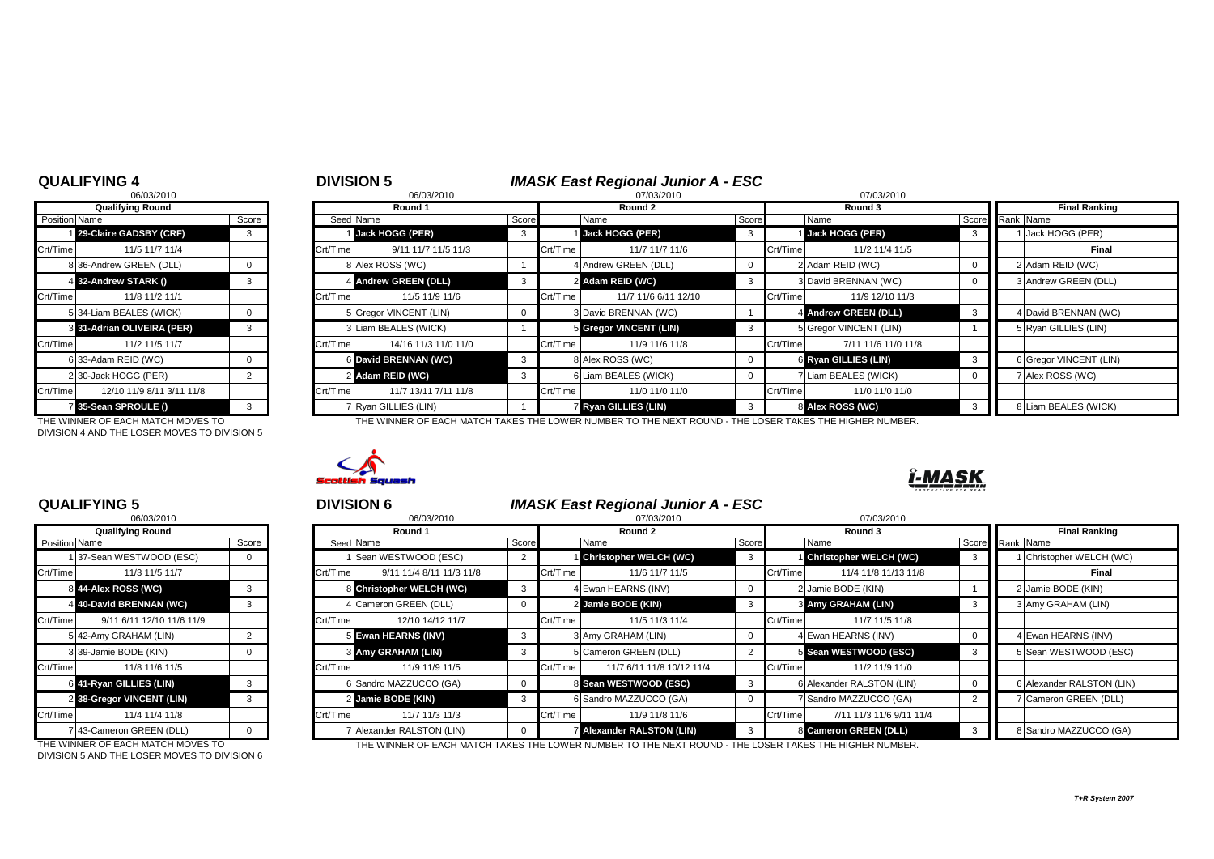## QUALIFYING 4

06/03/2010

| Qualifying Round | | |
|---|---|---|
| Position | Name | Score |
| 1 | 29-Claire GADSBY (CRF) | 3 |
| Crt/Time | 11/5 11/7 11/4 | |
| 8 | 36-Andrew GREEN (DLL) | 0 |
| 4 | 32-Andrew STARK () | 3 |
| Crt/Time | 11/8 11/2 11/1 | |
| 5 | 34-Liam BEALES (WICK) | 0 |
| 3 | 31-Adrian OLIVEIRA (PER) | 3 |
| Crt/Time | 11/2 11/5 11/7 | |
| 6 | 33-Adam REID (WC) | 0 |
| 2 | 30-Jack HOGG (PER) | 2 |
| Crt/Time | 12/10 11/9 8/11 3/11 11/8 | |
| 7 | 35-Sean SPROULE () | 3 |

THE WINNER OF EACH MATCH MOVES TO DIVISION 4 AND THE LOSER MOVES TO DIVISION 5

## DIVISION 5

### *IMASK East Regional Junior A - ESC*

| Round 1 (06/03/2010) | | | Round 2 (07/03/2010) | | | Round 3 (07/03/2010) | | | Final Ranking | |
|---|---|---|---|---|---|---|---|---|---|---|
| Seed | Name | Score | | Name | Score | | Name | Score | Rank | Name |
| 1 | Jack HOGG (PER) | 3 | 1 | Jack HOGG (PER) | 3 | 1 | Jack HOGG (PER) | 3 | 1 | Jack HOGG (PER) |
| Crt/Time | 9/11 11/7 11/5 11/3 | | Crt/Time | 11/7 11/7 11/6 | | Crt/Time | 11/2 11/4 11/5 | | | Final |
| 8 | Alex ROSS (WC) | 1 | 4 | Andrew GREEN (DLL) | 0 | 2 | Adam REID (WC) | 0 | 2 | Adam REID (WC) |
| 4 | Andrew GREEN (DLL) | 3 | 2 | Adam REID (WC) | 3 | 3 | David BRENNAN (WC) | 0 | 3 | Andrew GREEN (DLL) |
| Crt/Time | 11/5 11/9 11/6 | | Crt/Time | 11/7 11/6 6/11 12/10 | | Crt/Time | 11/9 12/10 11/3 | | | |
| 5 | Gregor VINCENT (LIN) | 0 | 3 | David BRENNAN (WC) | 1 | 4 | Andrew GREEN (DLL) | 3 | 4 | David BRENNAN (WC) |
| 3 | Liam BEALES (WICK) | 1 | 5 | Gregor VINCENT (LIN) | 3 | 5 | Gregor VINCENT (LIN) | 1 | 5 | Ryan GILLIES (LIN) |
| Crt/Time | 14/16 11/3 11/0 11/0 | | Crt/Time | 11/9 11/6 11/8 | | Crt/Time | 7/11 11/6 11/0 11/8 | | | |
| 6 | David BRENNAN (WC) | 3 | 8 | Alex ROSS (WC) | 0 | 6 | Ryan GILLIES (LIN) | 3 | 6 | Gregor VINCENT (LIN) |
| 2 | Adam REID (WC) | 3 | 6 | Liam BEALES (WICK) | 0 | 7 | Liam BEALES (WICK) | 0 | 7 | Alex ROSS (WC) |
| Crt/Time | 11/7 13/11 7/11 11/8 | | Crt/Time | 11/0 11/0 11/0 | | Crt/Time | 11/0 11/0 11/0 | | | |
| 7 | Ryan GILLIES (LIN) | 1 | 7 | Ryan GILLIES (LIN) | 3 | 8 | Alex ROSS (WC) | 3 | 8 | Liam BEALES (WICK) |

THE WINNER OF EACH MATCH TAKES THE LOWER NUMBER TO THE NEXT ROUND - THE LOSER TAKES THE HIGHER NUMBER.

## QUALIFYING 5

06/03/2010

| Qualifying Round | | |
|---|---|---|
| Position | Name | Score |
| 1 | 37-Sean WESTWOOD (ESC) | 0 |
| Crt/Time | 11/3 11/5 11/7 | |
| 8 | 44-Alex ROSS (WC) | 3 |
| 4 | 40-David BRENNAN (WC) | 3 |
| Crt/Time | 9/11 6/11 12/10 11/6 11/9 | |
| 5 | 42-Amy GRAHAM (LIN) | 2 |
| 3 | 39-Jamie BODE (KIN) | 0 |
| Crt/Time | 11/8 11/6 11/5 | |
| 6 | 41-Ryan GILLIES (LIN) | 3 |
| 2 | 38-Gregor VINCENT (LIN) | 3 |
| Crt/Time | 11/4 11/4 11/8 | |
| 7 | 43-Cameron GREEN (DLL) | 0 |

THE WINNER OF EACH MATCH MOVES TO DIVISION 5 AND THE LOSER MOVES TO DIVISION 6

## DIVISION 6

### *IMASK East Regional Junior A - ESC*

| Round 1 (06/03/2010) | | | Round 2 (07/03/2010) | | | Round 3 (07/03/2010) | | | Final Ranking | |
|---|---|---|---|---|---|---|---|---|---|---|
| Seed | Name | Score | | Name | Score | | Name | Score | Rank | Name |
| 1 | Sean WESTWOOD (ESC) | 2 | 1 | Christopher WELCH (WC) | 3 | 1 | Christopher WELCH (WC) | 3 | 1 | Christopher WELCH (WC) |
| Crt/Time | 9/11 11/4 8/11 11/3 11/8 | | Crt/Time | 11/6 11/7 11/5 | | Crt/Time | 11/4 11/8 11/13 11/8 | | | Final |
| 8 | Christopher WELCH (WC) | 3 | 4 | Ewan HEARNS (INV) | 0 | 2 | Jamie BODE (KIN) | 1 | 2 | Jamie BODE (KIN) |
| 4 | Cameron GREEN (DLL) | 0 | 2 | Jamie BODE (KIN) | 3 | 3 | Amy GRAHAM (LIN) | 3 | 3 | Amy GRAHAM (LIN) |
| Crt/Time | 12/10 14/12 11/7 | | Crt/Time | 11/5 11/3 11/4 | | Crt/Time | 11/7 11/5 11/8 | | | |
| 5 | Ewan HEARNS (INV) | 3 | 3 | Amy GRAHAM (LIN) | 0 | 4 | Ewan HEARNS (INV) | 0 | 4 | Ewan HEARNS (INV) |
| 3 | Amy GRAHAM (LIN) | 3 | 5 | Cameron GREEN (DLL) | 2 | 5 | Sean WESTWOOD (ESC) | 3 | 5 | Sean WESTWOOD (ESC) |
| Crt/Time | 11/9 11/9 11/5 | | Crt/Time | 11/7 6/11 11/8 10/12 11/4 | | Crt/Time | 11/2 11/9 11/0 | | | |
| 6 | Sandro MAZZUCCO (GA) | 0 | 8 | Sean WESTWOOD (ESC) | 3 | 6 | Alexander RALSTON (LIN) | 0 | 6 | Alexander RALSTON (LIN) |
| 2 | Jamie BODE (KIN) | 3 | 6 | Sandro MAZZUCCO (GA) | 0 | 7 | Sandro MAZZUCCO (GA) | 2 | 7 | Cameron GREEN (DLL) |
| Crt/Time | 11/7 11/3 11/3 | | Crt/Time | 11/9 11/8 11/6 | | Crt/Time | 7/11 11/3 11/6 9/11 11/4 | | | |
| 7 | Alexander RALSTON (LIN) | 0 | 7 | Alexander RALSTON (LIN) | 3 | 8 | Cameron GREEN (DLL) | 3 | 8 | Sandro MAZZUCCO (GA) |

THE WINNER OF EACH MATCH TAKES THE LOWER NUMBER TO THE NEXT ROUND - THE LOSER TAKES THE HIGHER NUMBER.

*T+R System 2007*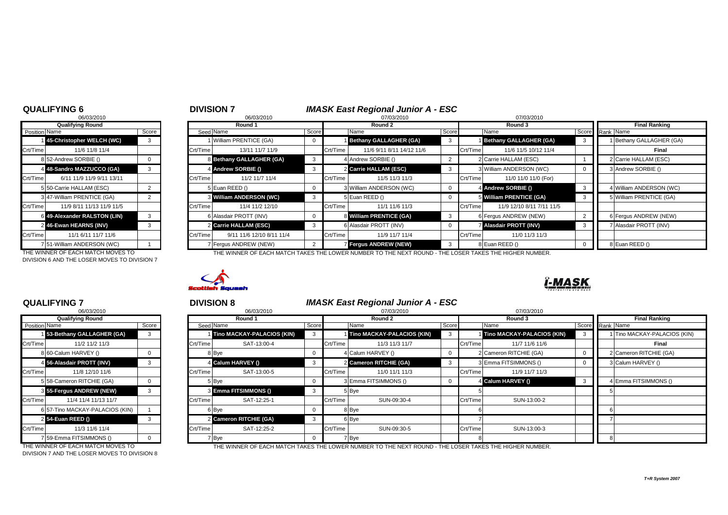## QUALIFYING 6

06/03/2010

| Qualifying Round | | |
|---|---|---|
| Position | Name | Score |
| 1 | 45-Christopher WELCH (WC) | 3 |
| Crt/Time | 11/6 11/8 11/4 | |
| 8 | 52-Andrew SORBIE () | 0 |
| 4 | 48-Sandro MAZZUCCO (GA) | 3 |
| Crt/Time | 6/11 11/9 11/9 9/11 13/11 | |
| 5 | 50-Carrie HALLAM (ESC) | 2 |
| 3 | 47-William PRENTICE (GA) | 2 |
| Crt/Time | 11/9 8/11 11/13 11/9 11/5 | |
| 6 | 49-Alexander RALSTON (LIN) | 3 |
| 2 | 46-Ewan HEARNS (INV) | 3 |
| Crt/Time | 11/1 6/11 11/7 11/6 | |
| 7 | 51-William ANDERSON (WC) | 1 |

THE WINNER OF EACH MATCH MOVES TO DIVISION 6 AND THE LOSER MOVES TO DIVISION 7

## DIVISION 7

## *IMASK East Regional Junior A - ESC*

| Round 1 (06/03/2010) | | | Round 2 (07/03/2010) | | | Round 3 (07/03/2010) | | | Final Ranking | |
|---|---|---|---|---|---|---|---|---|---|---|
| Seed | Name | Score | | Name | Score | | Name | Score | Rank | Name |
| 1 | William PRENTICE (GA) | 0 | 1 | Bethany GALLAGHER (GA) | 3 | 1 | Bethany GALLAGHER (GA) | 3 | 1 | Bethany GALLAGHER (GA) |
| Crt/Time | 13/11 11/7 11/9 | | Crt/Time | 11/6 9/11 8/11 14/12 11/6 | | Crt/Time | 11/6 11/5 10/12 11/4 | | | Final |
| 8 | Bethany GALLAGHER (GA) | 3 | 4 | Andrew SORBIE () | 2 | 2 | Carrie HALLAM (ESC) | 1 | 2 | Carrie HALLAM (ESC) |
| 4 | Andrew SORBIE () | 3 | 2 | Carrie HALLAM (ESC) | 3 | 3 | William ANDERSON (WC) | 0 | 3 | Andrew SORBIE () |
| Crt/Time | 11/2 11/7 11/4 | | Crt/Time | 11/5 11/3 11/3 | | Crt/Time | 11/0 11/0 11/0 (For) | | | |
| 5 | Euan REED () | 0 | 3 | William ANDERSON (WC) | 0 | 4 | Andrew SORBIE () | 3 | 4 | William ANDERSON (WC) |
| 3 | William ANDERSON (WC) | 3 | 5 | Euan REED () | 0 | 5 | William PRENTICE (GA) | 3 | 5 | William PRENTICE (GA) |
| Crt/Time | 11/4 11/2 12/10 | | Crt/Time | 11/1 11/6 11/3 | | Crt/Time | 11/9 12/10 8/11 7/11 11/5 | | | |
| 6 | Alasdair PROTT (INV) | 0 | 8 | William PRENTICE (GA) | 3 | 6 | Fergus ANDREW (NEW) | 2 | 6 | Fergus ANDREW (NEW) |
| 2 | Carrie HALLAM (ESC) | 3 | 6 | Alasdair PROTT (INV) | 0 | 7 | Alasdair PROTT (INV) | 3 | 7 | Alasdair PROTT (INV) |
| Crt/Time | 9/11 11/6 12/10 8/11 11/4 | | Crt/Time | 11/9 11/7 11/4 | | Crt/Time | 11/0 11/3 11/3 | | | |
| 7 | Fergus ANDREW (NEW) | 2 | 7 | Fergus ANDREW (NEW) | 3 | 8 | Euan REED () | 0 | 8 | Euan REED () |

THE WINNER OF EACH MATCH TAKES THE LOWER NUMBER TO THE NEXT ROUND - THE LOSER TAKES THE HIGHER NUMBER.

## QUALIFYING 7

06/03/2010

| Qualifying Round | | |
|---|---|---|
| Position | Name | Score |
| 1 | 53-Bethany GALLAGHER (GA) | 3 |
| Crt/Time | 11/2 11/2 11/3 | |
| 8 | 60-Calum HARVEY () | 0 |
| 4 | 56-Alasdair PROTT (INV) | 3 |
| Crt/Time | 11/8 12/10 11/6 | |
| 5 | 58-Cameron RITCHIE (GA) | 0 |
| 3 | 55-Fergus ANDREW (NEW) | 3 |
| Crt/Time | 11/4 11/4 11/13 11/7 | |
| 6 | 57-Tino MACKAY-PALACIOS (KIN) | 1 |
| 2 | 54-Euan REED () | 3 |
| Crt/Time | 11/3 11/6 11/4 | |
| 7 | 59-Emma FITSIMMONS () | 0 |

THE WINNER OF EACH MATCH MOVES TO DIVISION 7 AND THE LOSER MOVES TO DIVISION 8

## DIVISION 8

## *IMASK East Regional Junior A - ESC*

| Round 1 (06/03/2010) | | | Round 2 (07/03/2010) | | | Round 3 (07/03/2010) | | | Final Ranking | |
|---|---|---|---|---|---|---|---|---|---|---|
| Seed | Name | Score | | Name | Score | | Name | Score | Rank | Name |
| 1 | Tino MACKAY-PALACIOS (KIN) | 3 | 1 | Tino MACKAY-PALACIOS (KIN) | 3 | 1 | Tino MACKAY-PALACIOS (KIN) | 3 | 1 | Tino MACKAY-PALACIOS (KIN) |
| Crt/Time | SAT-13:00-4 | | Crt/Time | 11/3 11/3 11/7 | | Crt/Time | 11/7 11/6 11/6 | | | Final |
| 8 | Bye | 0 | 4 | Calum HARVEY () | 0 | 2 | Cameron RITCHIE (GA) | 0 | 2 | Cameron RITCHIE (GA) |
| 4 | Calum HARVEY () | 3 | 2 | Cameron RITCHIE (GA) | 3 | 3 | Emma FITSIMMONS () | 0 | 3 | Calum HARVEY () |
| Crt/Time | SAT-13:00-5 | | Crt/Time | 11/0 11/1 11/3 | | Crt/Time | 11/9 11/7 11/3 | | | |
| 5 | Bye | 0 | 3 | Emma FITSIMMONS () | 0 | 4 | Calum HARVEY () | 3 | 4 | Emma FITSIMMONS () |
| 3 | Emma FITSIMMONS () | 3 | 5 | Bye | | 5 | | | 5 | |
| Crt/Time | SAT-12:25-1 | | Crt/Time | SUN-09:30-4 | | Crt/Time | SUN-13:00-2 | | | |
| 6 | Bye | 0 | 8 | Bye | | 6 | | | 6 | |
| 2 | Cameron RITCHIE (GA) | 3 | 6 | Bye | | 7 | | | 7 | |
| Crt/Time | SAT-12:25-2 | | Crt/Time | SUN-09:30-5 | | Crt/Time | SUN-13:00-3 | | | |
| 7 | Bye | 0 | 7 | Bye | | 8 | | | 8 | |

THE WINNER OF EACH MATCH TAKES THE LOWER NUMBER TO THE NEXT ROUND - THE LOSER TAKES THE HIGHER NUMBER.

*T+R System 2007*